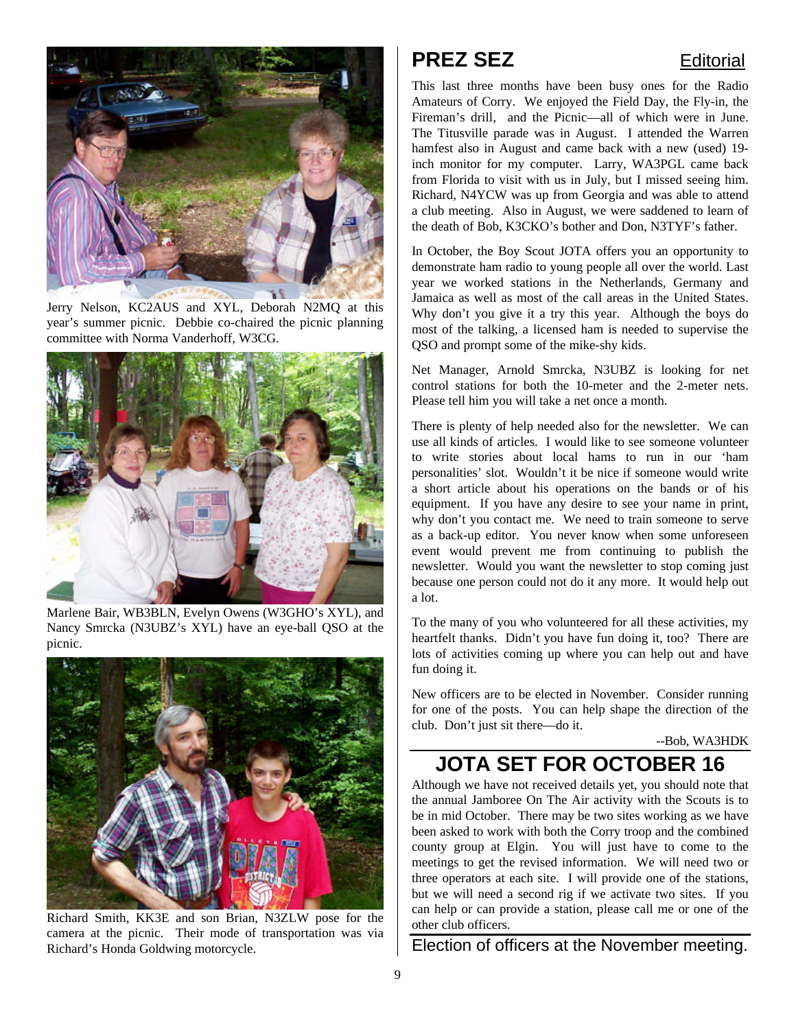Jerry Nelson, KC2AUS and XYL, Deborah N2MQ at this year's summer picnic. Debbie co-chaired the picnic planning committee with Norma Vanderhoff, W3CG.

Marlene Bair, WB3BLN, Evelyn Owens (W3GHO's XYL), and Nancy Smrcka (N3UBZ's XYL) have an eye-ball QSO at the picnic.

Richard Smith, KK3E and son Brian, N3ZLW pose for the camera at the picnic. Their mode of transportation was via Richard's Honda Goldwing motorcycle.

## PREZ SEZ

Editorial

This last three months have been busy ones for the Radio Amateurs of Corry. We enjoyed the Field Day, the Fly-in, the Fireman's drill, and the Picnic—all of which were in June. The Titusville parade was in August. I attended the Warren hamfest also in August and came back with a new (used) 19-inch monitor for my computer. Larry, WA3PGL came back from Florida to visit with us in July, but I missed seeing him. Richard, N4YCW was up from Georgia and was able to attend a club meeting. Also in August, we were saddened to learn of the death of Bob, K3CKO's bother and Don, N3TYF's father.

In October, the Boy Scout JOTA offers you an opportunity to demonstrate ham radio to young people all over the world. Last year we worked stations in the Netherlands, Germany and Jamaica as well as most of the call areas in the United States. Why don't you give it a try this year. Although the boys do most of the talking, a licensed ham is needed to supervise the QSO and prompt some of the mike-shy kids.

Net Manager, Arnold Smrcka, N3UBZ is looking for net control stations for both the 10-meter and the 2-meter nets. Please tell him you will take a net once a month.

There is plenty of help needed also for the newsletter. We can use all kinds of articles. I would like to see someone volunteer to write stories about local hams to run in our 'ham personalities' slot. Wouldn't it be nice if someone would write a short article about his operations on the bands or of his equipment. If you have any desire to see your name in print, why don't you contact me. We need to train someone to serve as a back-up editor. You never know when some unforeseen event would prevent me from continuing to publish the newsletter. Would you want the newsletter to stop coming just because one person could not do it any more. It would help out a lot.

To the many of you who volunteered for all these activities, my heartfelt thanks. Didn't you have fun doing it, too? There are lots of activities coming up where you can help out and have fun doing it.

New officers are to be elected in November. Consider running for one of the posts. You can help shape the direction of the club. Don't just sit there—do it.

--Bob, WA3HDK

## JOTA SET FOR OCTOBER 16

Although we have not received details yet, you should note that the annual Jamboree On The Air activity with the Scouts is to be in mid October. There may be two sites working as we have been asked to work with both the Corry troop and the combined county group at Elgin. You will just have to come to the meetings to get the revised information. We will need two or three operators at each site. I will provide one of the stations, but we will need a second rig if we activate two sites. If you can help or can provide a station, please call me or one of the other club officers.

Election of officers at the November meeting.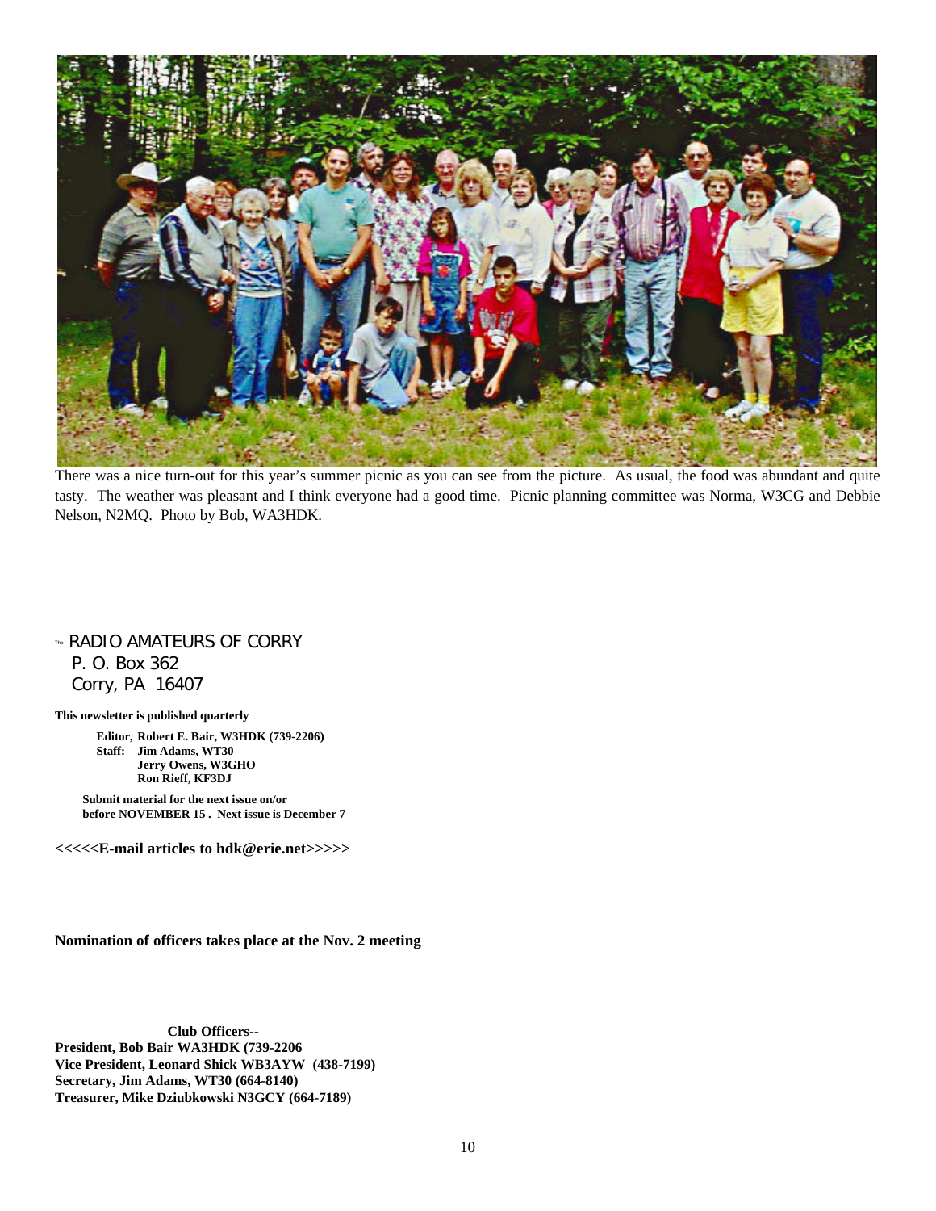There was a nice turn-out for this year's summer picnic as you can see from the picture. As usual, the food was abundant and quite tasty. The weather was pleasant and I think everyone had a good time. Picnic planning committee was Norma, W3CG and Debbie Nelson, N2MQ. Photo by Bob, WA3HDK.

The RADIO AMATEURS OF CORRY
P. O. Box 362
Corry, PA 16407

**This newsletter is published quarterly**

**Editor, Robert E. Bair, W3HDK (739-2206)**
**Staff: Jim Adams, WT30**
**Jerry Owens, W3GHO**
**Ron Rieff, KF3DJ**

**Submit material for the next issue on/or before NOVEMBER 15 . Next issue is December 7**

**<<<<<E-mail articles to hdk@erie.net>>>>>**

**Nomination of officers takes place at the Nov. 2 meeting**

**Club Officers--**
**President, Bob Bair WA3HDK (739-2206**
**Vice President, Leonard Shick WB3AYW (438-7199)**
**Secretary, Jim Adams, WT30 (664-8140)**
**Treasurer, Mike Dziubkowski N3GCY (664-7189)**